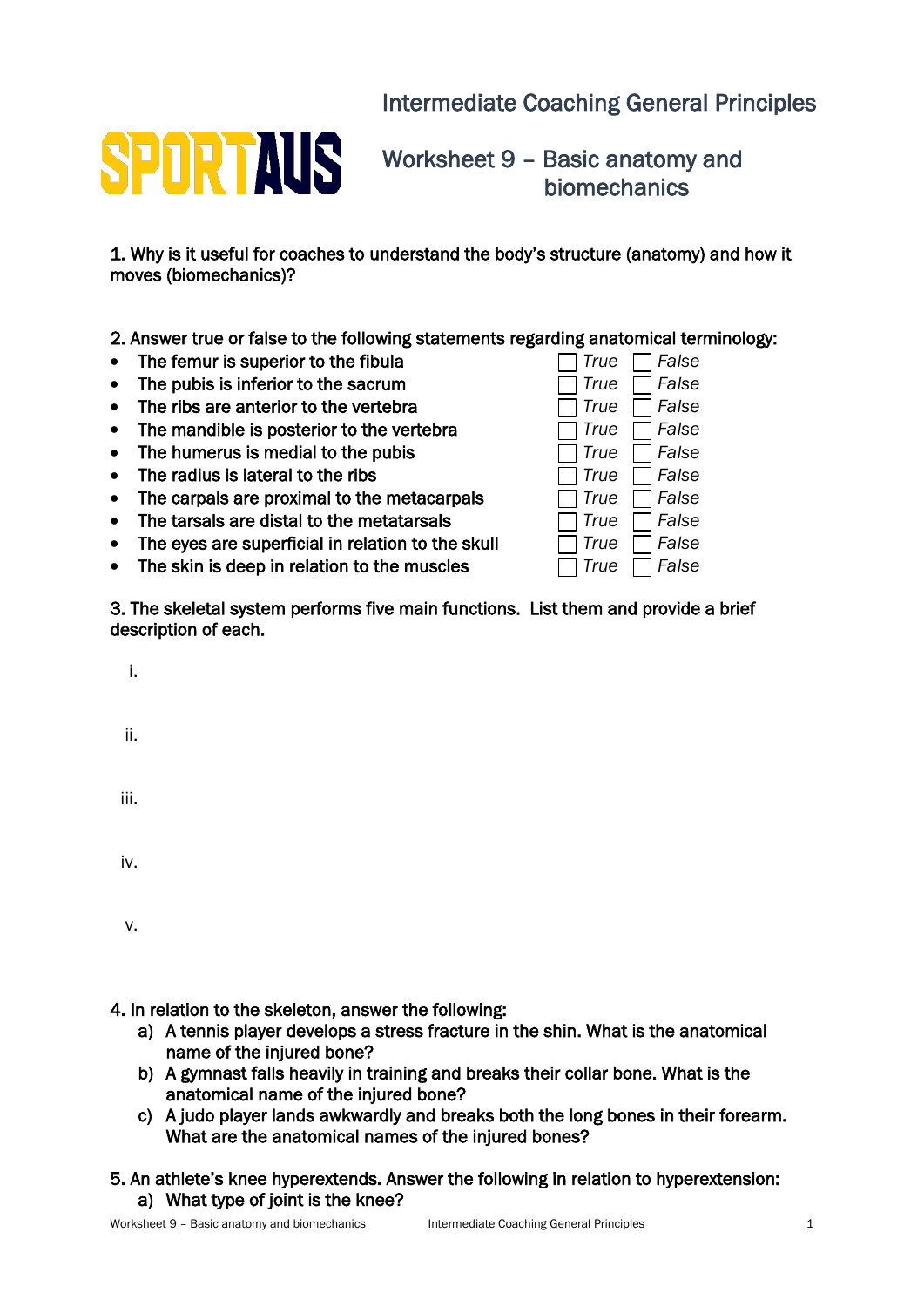# Intermediate Coaching General Principles

SPORTAUS

## Worksheet 9 – Basic anatomy and biomechanics

1. Why is it useful for coaches to understand the body's structure (anatomy) and how it moves (biomechanics)?

2. Answer true or false to the following statements regarding anatomical terminology:

- The femur is superior to the fibula ☐ *True* ☐ *False*
- The pubis is inferior to the sacrum ☐ *True* ☐ *False*
- The ribs are anterior to the vertebra ☐ *True* ☐ *False*
- The mandible is posterior to the vertebra ☐ *True* ☐ *False*
- The humerus is medial to the pubis ☐ *True* ☐ *False*
- The radius is lateral to the ribs ☐ *True* ☐ *False*
- The carpals are proximal to the metacarpals ☐ *True* ☐ *False*
- The tarsals are distal to the metatarsals ☐ *True* ☐ *False*
- The eyes are superficial in relation to the skull ☐ *True* ☐ *False*
- The skin is deep in relation to the muscles ☐ *True* ☐ *False*

3. The skeletal system performs five main functions. List them and provide a brief description of each.

i.

ii.

iii.

iv.

v.

4. In relation to the skeleton, answer the following:

a) A tennis player develops a stress fracture in the shin. What is the anatomical name of the injured bone?

b) A gymnast falls heavily in training and breaks their collar bone. What is the anatomical name of the injured bone?

c) A judo player lands awkwardly and breaks both the long bones in their forearm. What are the anatomical names of the injured bones?

5. An athlete's knee hyperextends. Answer the following in relation to hyperextension:

a) What type of joint is the knee?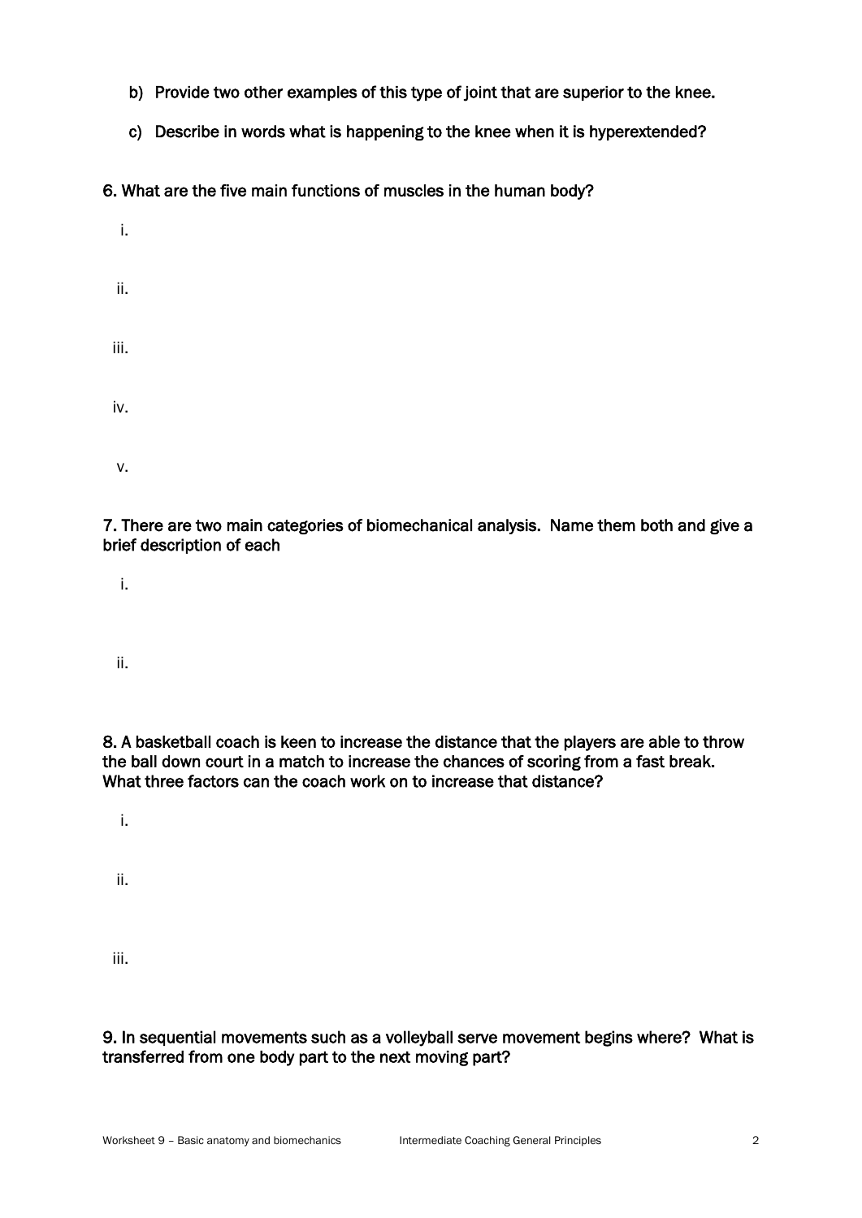b) Provide two other examples of this type of joint that are superior to the knee.

c) Describe in words what is happening to the knee when it is hyperextended?

6. What are the five main functions of muscles in the human body?

i.

ii.

iii.

iv.

v.

7. There are two main categories of biomechanical analysis. Name them both and give a brief description of each

i.

ii.

8. A basketball coach is keen to increase the distance that the players are able to throw the ball down court in a match to increase the chances of scoring from a fast break. What three factors can the coach work on to increase that distance?

i.

ii.

iii.

9. In sequential movements such as a volleyball serve movement begins where? What is transferred from one body part to the next moving part?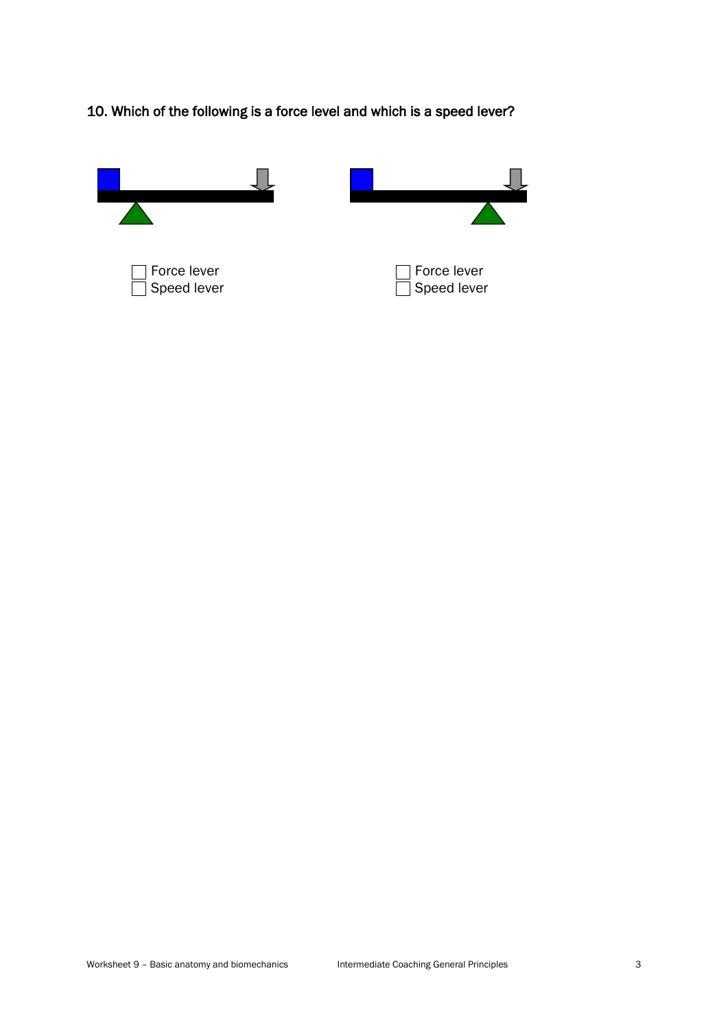10. Which of the following is a force level and which is a speed lever?

☐ Force lever
☐ Speed lever

☐ Force lever
☐ Speed lever